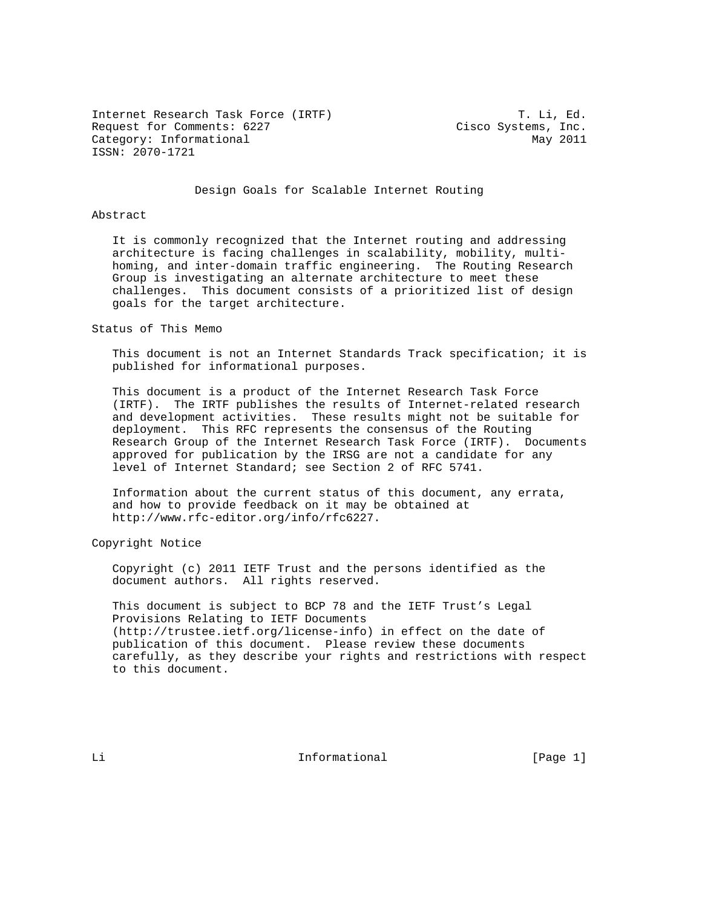Internet Research Task Force (IRTF)                                    T. Li, Ed.
Request for Comments: 6227                                  Cisco Systems, Inc.
Category: Informational                                                May 2011
ISSN: 2070-1721

# Design Goals for Scalable Internet Routing

## Abstract

It is commonly recognized that the Internet routing and addressing architecture is facing challenges in scalability, mobility, multi-homing, and inter-domain traffic engineering. The Routing Research Group is investigating an alternate architecture to meet these challenges. This document consists of a prioritized list of design goals for the target architecture.

## Status of This Memo

This document is not an Internet Standards Track specification; it is published for informational purposes.

This document is a product of the Internet Research Task Force (IRTF). The IRTF publishes the results of Internet-related research and development activities. These results might not be suitable for deployment. This RFC represents the consensus of the Routing Research Group of the Internet Research Task Force (IRTF). Documents approved for publication by the IRSG are not a candidate for any level of Internet Standard; see Section 2 of RFC 5741.

Information about the current status of this document, any errata, and how to provide feedback on it may be obtained at http://www.rfc-editor.org/info/rfc6227.

## Copyright Notice

Copyright (c) 2011 IETF Trust and the persons identified as the document authors. All rights reserved.

This document is subject to BCP 78 and the IETF Trust's Legal Provisions Relating to IETF Documents (http://trustee.ietf.org/license-info) in effect on the date of publication of this document. Please review these documents carefully, as they describe your rights and restrictions with respect to this document.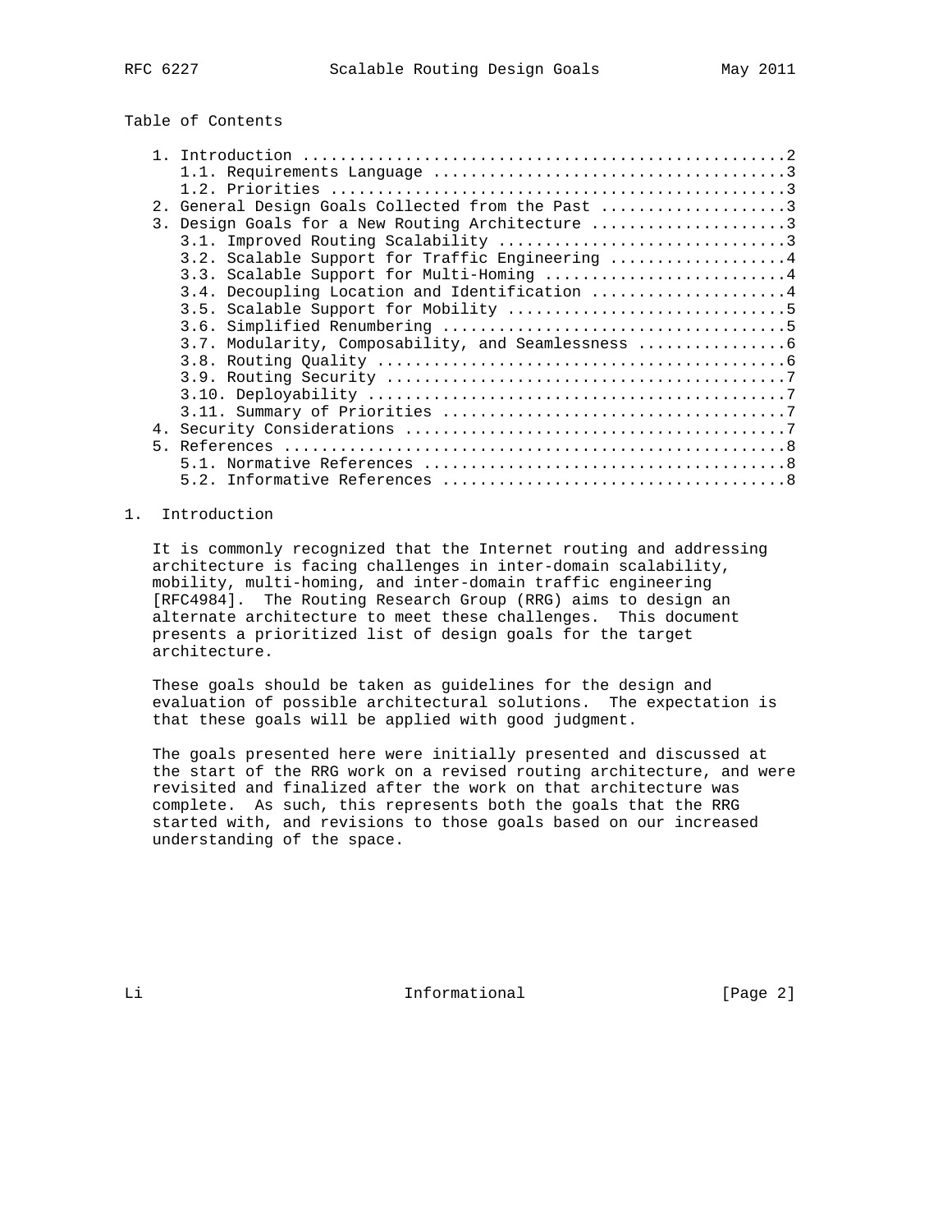Table of Contents

```
   1. Introduction ....................................................2
      1.1. Requirements Language ......................................3
      1.2. Priorities .................................................3
   2. General Design Goals Collected from the Past ....................3
   3. Design Goals for a New Routing Architecture .....................3
      3.1. Improved Routing Scalability ...............................3
      3.2. Scalable Support for Traffic Engineering ...................4
      3.3. Scalable Support for Multi-Homing ..........................4
      3.4. Decoupling Location and Identification .....................4
      3.5. Scalable Support for Mobility ..............................5
      3.6. Simplified Renumbering .....................................5
      3.7. Modularity, Composability, and Seamlessness ................6
      3.8. Routing Quality ............................................6
      3.9. Routing Security ...........................................7
      3.10. Deployability .............................................7
      3.11. Summary of Priorities .....................................7
   4. Security Considerations .........................................7
   5. References ......................................................8
      5.1. Normative References .......................................8
      5.2. Informative References .....................................8
```

# 1. Introduction

It is commonly recognized that the Internet routing and addressing architecture is facing challenges in inter-domain scalability, mobility, multi-homing, and inter-domain traffic engineering [RFC4984]. The Routing Research Group (RRG) aims to design an alternate architecture to meet these challenges. This document presents a prioritized list of design goals for the target architecture.

These goals should be taken as guidelines for the design and evaluation of possible architectural solutions. The expectation is that these goals will be applied with good judgment.

The goals presented here were initially presented and discussed at the start of the RRG work on a revised routing architecture, and were revisited and finalized after the work on that architecture was complete. As such, this represents both the goals that the RRG started with, and revisions to those goals based on our increased understanding of the space.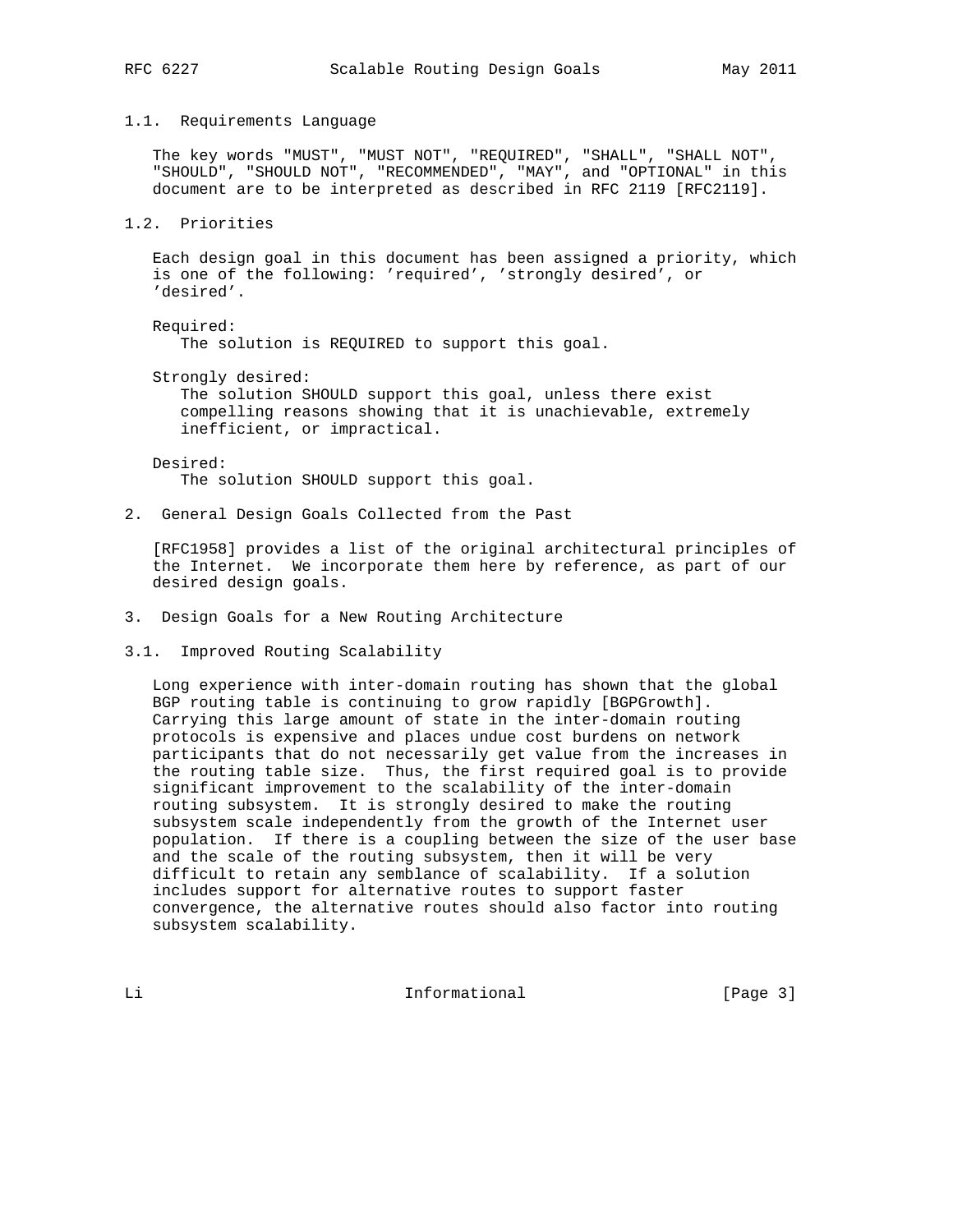### 1.1. Requirements Language

The key words "MUST", "MUST NOT", "REQUIRED", "SHALL", "SHALL NOT", "SHOULD", "SHOULD NOT", "RECOMMENDED", "MAY", and "OPTIONAL" in this document are to be interpreted as described in RFC 2119 [RFC2119].

### 1.2. Priorities

Each design goal in this document has been assigned a priority, which is one of the following: 'required', 'strongly desired', or 'desired'.

Required:
: The solution is REQUIRED to support this goal.

Strongly desired:
: The solution SHOULD support this goal, unless there exist compelling reasons showing that it is unachievable, extremely inefficient, or impractical.

Desired:
: The solution SHOULD support this goal.

## 2. General Design Goals Collected from the Past

[RFC1958] provides a list of the original architectural principles of the Internet. We incorporate them here by reference, as part of our desired design goals.

## 3. Design Goals for a New Routing Architecture

### 3.1. Improved Routing Scalability

Long experience with inter-domain routing has shown that the global BGP routing table is continuing to grow rapidly [BGPGrowth]. Carrying this large amount of state in the inter-domain routing protocols is expensive and places undue cost burdens on network participants that do not necessarily get value from the increases in the routing table size. Thus, the first required goal is to provide significant improvement to the scalability of the inter-domain routing subsystem. It is strongly desired to make the routing subsystem scale independently from the growth of the Internet user population. If there is a coupling between the size of the user base and the scale of the routing subsystem, then it will be very difficult to retain any semblance of scalability. If a solution includes support for alternative routes to support faster convergence, the alternative routes should also factor into routing subsystem scalability.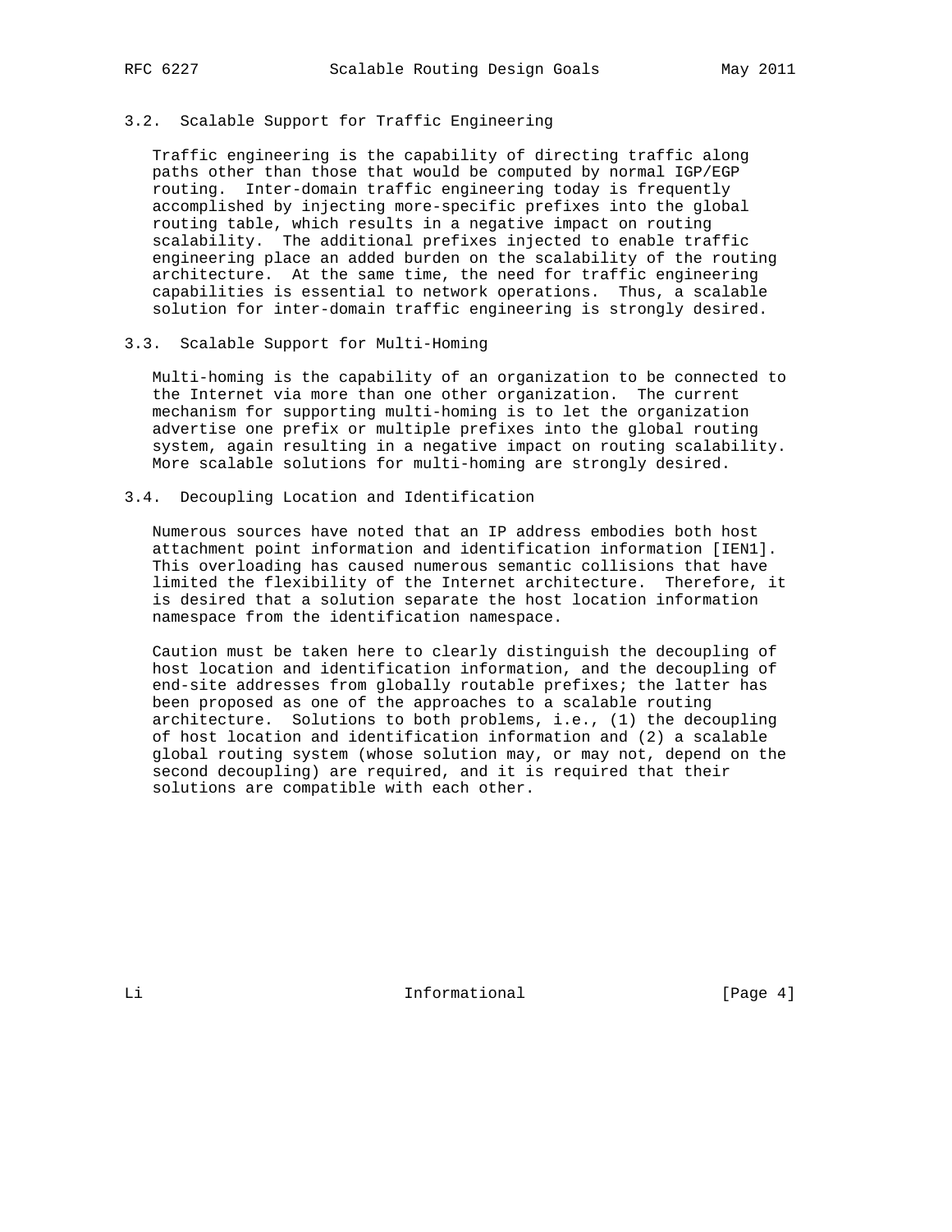### 3.2. Scalable Support for Traffic Engineering

Traffic engineering is the capability of directing traffic along paths other than those that would be computed by normal IGP/EGP routing. Inter-domain traffic engineering today is frequently accomplished by injecting more-specific prefixes into the global routing table, which results in a negative impact on routing scalability. The additional prefixes injected to enable traffic engineering place an added burden on the scalability of the routing architecture. At the same time, the need for traffic engineering capabilities is essential to network operations. Thus, a scalable solution for inter-domain traffic engineering is strongly desired.

### 3.3. Scalable Support for Multi-Homing

Multi-homing is the capability of an organization to be connected to the Internet via more than one other organization. The current mechanism for supporting multi-homing is to let the organization advertise one prefix or multiple prefixes into the global routing system, again resulting in a negative impact on routing scalability. More scalable solutions for multi-homing are strongly desired.

### 3.4. Decoupling Location and Identification

Numerous sources have noted that an IP address embodies both host attachment point information and identification information [IEN1]. This overloading has caused numerous semantic collisions that have limited the flexibility of the Internet architecture. Therefore, it is desired that a solution separate the host location information namespace from the identification namespace.

Caution must be taken here to clearly distinguish the decoupling of host location and identification information, and the decoupling of end-site addresses from globally routable prefixes; the latter has been proposed as one of the approaches to a scalable routing architecture. Solutions to both problems, i.e., (1) the decoupling of host location and identification information and (2) a scalable global routing system (whose solution may, or may not, depend on the second decoupling) are required, and it is required that their solutions are compatible with each other.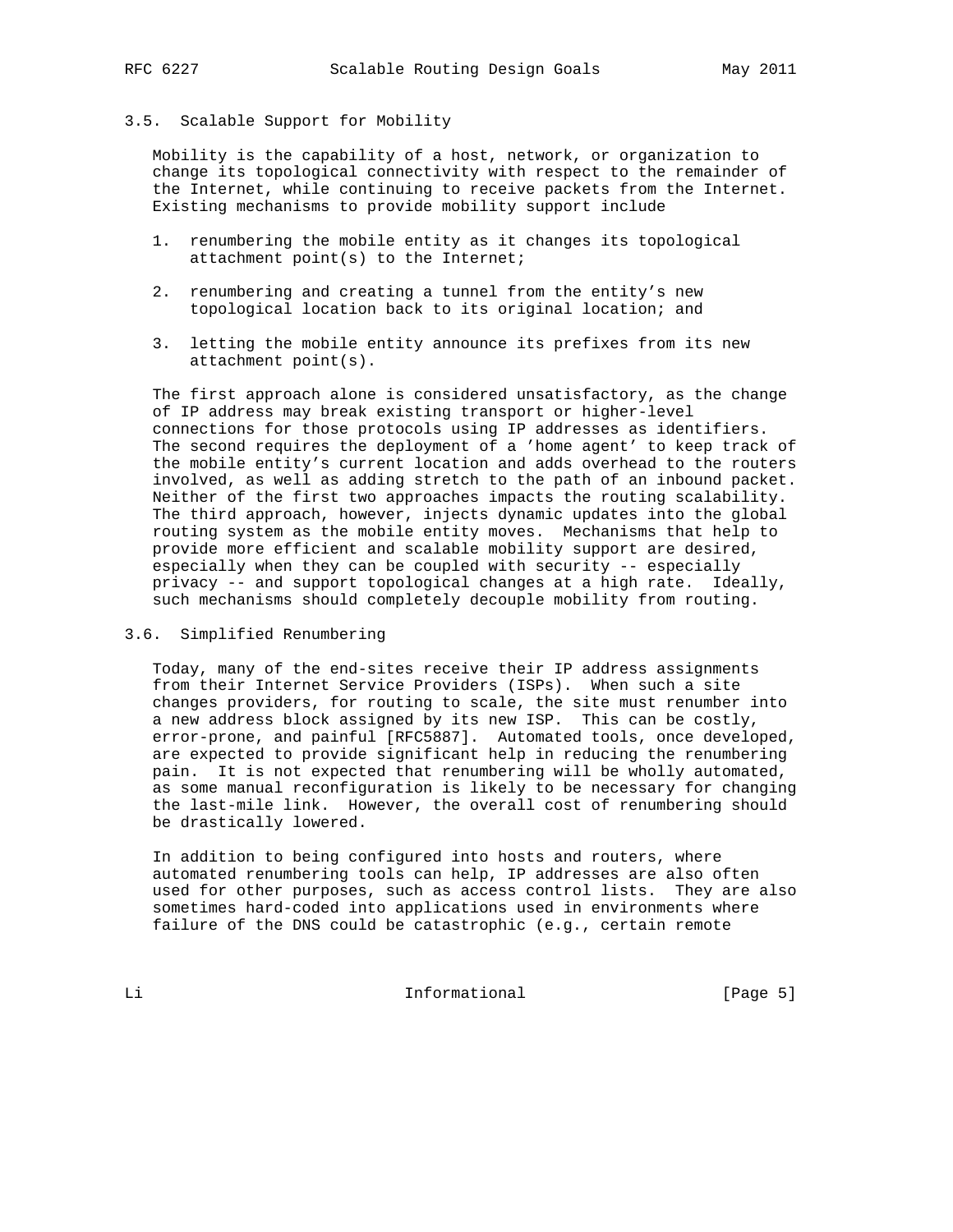### 3.5. Scalable Support for Mobility

Mobility is the capability of a host, network, or organization to change its topological connectivity with respect to the remainder of the Internet, while continuing to receive packets from the Internet. Existing mechanisms to provide mobility support include

1. renumbering the mobile entity as it changes its topological attachment point(s) to the Internet;
2. renumbering and creating a tunnel from the entity's new topological location back to its original location; and
3. letting the mobile entity announce its prefixes from its new attachment point(s).

The first approach alone is considered unsatisfactory, as the change of IP address may break existing transport or higher-level connections for those protocols using IP addresses as identifiers. The second requires the deployment of a 'home agent' to keep track of the mobile entity's current location and adds overhead to the routers involved, as well as adding stretch to the path of an inbound packet. Neither of the first two approaches impacts the routing scalability. The third approach, however, injects dynamic updates into the global routing system as the mobile entity moves. Mechanisms that help to provide more efficient and scalable mobility support are desired, especially when they can be coupled with security -- especially privacy -- and support topological changes at a high rate. Ideally, such mechanisms should completely decouple mobility from routing.

### 3.6. Simplified Renumbering

Today, many of the end-sites receive their IP address assignments from their Internet Service Providers (ISPs). When such a site changes providers, for routing to scale, the site must renumber into a new address block assigned by its new ISP. This can be costly, error-prone, and painful [RFC5887]. Automated tools, once developed, are expected to provide significant help in reducing the renumbering pain. It is not expected that renumbering will be wholly automated, as some manual reconfiguration is likely to be necessary for changing the last-mile link. However, the overall cost of renumbering should be drastically lowered.

In addition to being configured into hosts and routers, where automated renumbering tools can help, IP addresses are also often used for other purposes, such as access control lists. They are also sometimes hard-coded into applications used in environments where failure of the DNS could be catastrophic (e.g., certain remote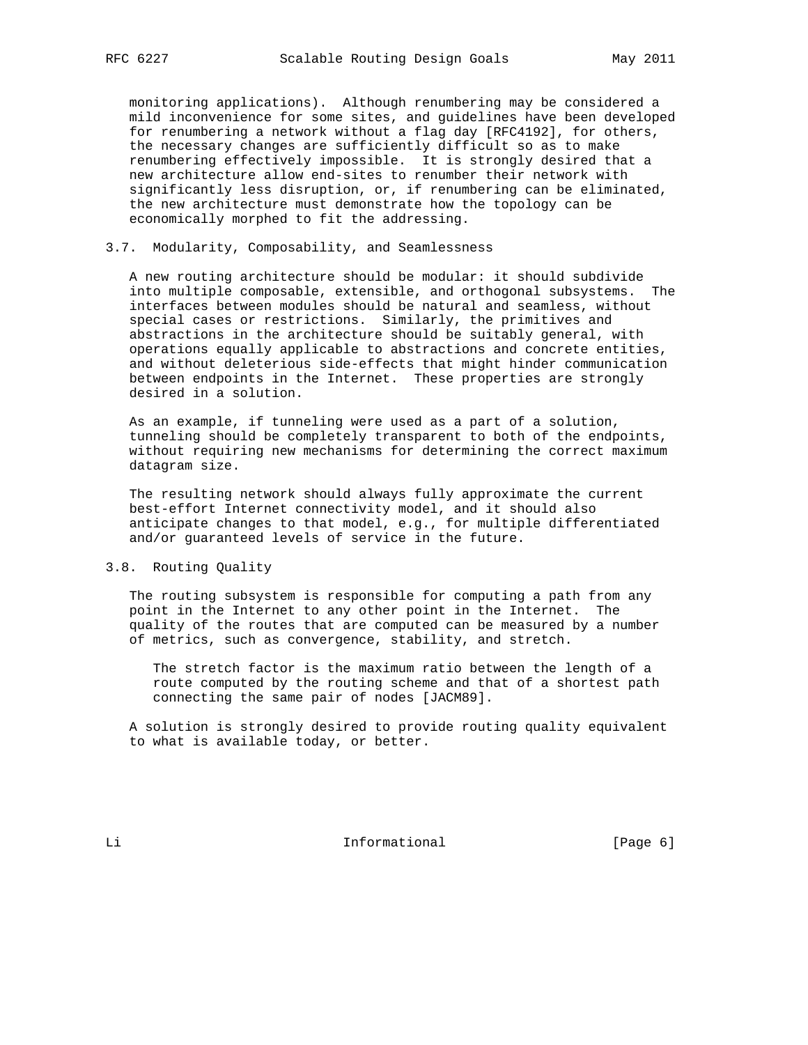monitoring applications). Although renumbering may be considered a mild inconvenience for some sites, and guidelines have been developed for renumbering a network without a flag day [RFC4192], for others, the necessary changes are sufficiently difficult so as to make renumbering effectively impossible. It is strongly desired that a new architecture allow end-sites to renumber their network with significantly less disruption, or, if renumbering can be eliminated, the new architecture must demonstrate how the topology can be economically morphed to fit the addressing.

### 3.7. Modularity, Composability, and Seamlessness

A new routing architecture should be modular: it should subdivide into multiple composable, extensible, and orthogonal subsystems. The interfaces between modules should be natural and seamless, without special cases or restrictions. Similarly, the primitives and abstractions in the architecture should be suitably general, with operations equally applicable to abstractions and concrete entities, and without deleterious side-effects that might hinder communication between endpoints in the Internet. These properties are strongly desired in a solution.

As an example, if tunneling were used as a part of a solution, tunneling should be completely transparent to both of the endpoints, without requiring new mechanisms for determining the correct maximum datagram size.

The resulting network should always fully approximate the current best-effort Internet connectivity model, and it should also anticipate changes to that model, e.g., for multiple differentiated and/or guaranteed levels of service in the future.

### 3.8. Routing Quality

The routing subsystem is responsible for computing a path from any point in the Internet to any other point in the Internet. The quality of the routes that are computed can be measured by a number of metrics, such as convergence, stability, and stretch.

> The stretch factor is the maximum ratio between the length of a route computed by the routing scheme and that of a shortest path connecting the same pair of nodes [JACM89].

A solution is strongly desired to provide routing quality equivalent to what is available today, or better.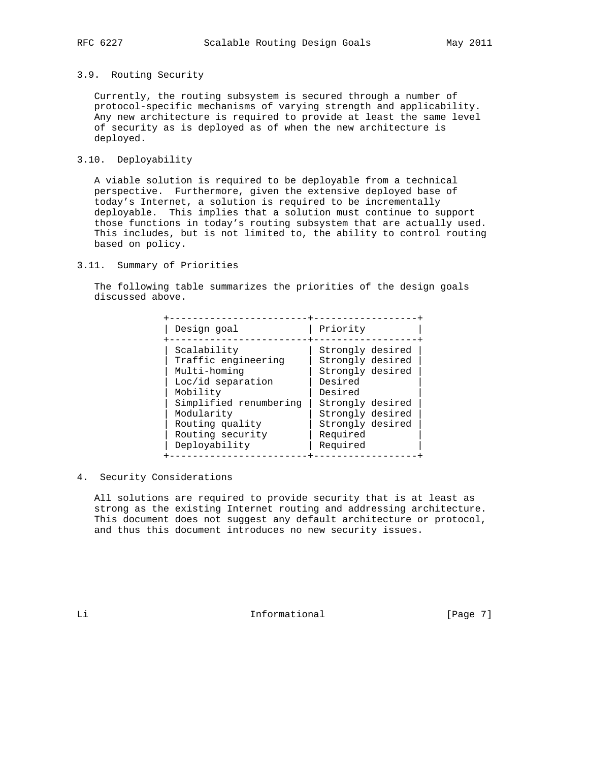### 3.9. Routing Security

Currently, the routing subsystem is secured through a number of protocol-specific mechanisms of varying strength and applicability. Any new architecture is required to provide at least the same level of security as is deployed as of when the new architecture is deployed.

### 3.10. Deployability

A viable solution is required to be deployable from a technical perspective. Furthermore, given the extensive deployed base of today's Internet, a solution is required to be incrementally deployable. This implies that a solution must continue to support those functions in today's routing subsystem that are actually used. This includes, but is not limited to, the ability to control routing based on policy.

### 3.11. Summary of Priorities

The following table summarizes the priorities of the design goals discussed above.

| Design goal | Priority |
|---|---|
| Scalability | Strongly desired |
| Traffic engineering | Strongly desired |
| Multi-homing | Strongly desired |
| Loc/id separation | Desired |
| Mobility | Desired |
| Simplified renumbering | Strongly desired |
| Modularity | Strongly desired |
| Routing quality | Strongly desired |
| Routing security | Required |
| Deployability | Required |

## 4. Security Considerations

All solutions are required to provide security that is at least as strong as the existing Internet routing and addressing architecture. This document does not suggest any default architecture or protocol, and thus this document introduces no new security issues.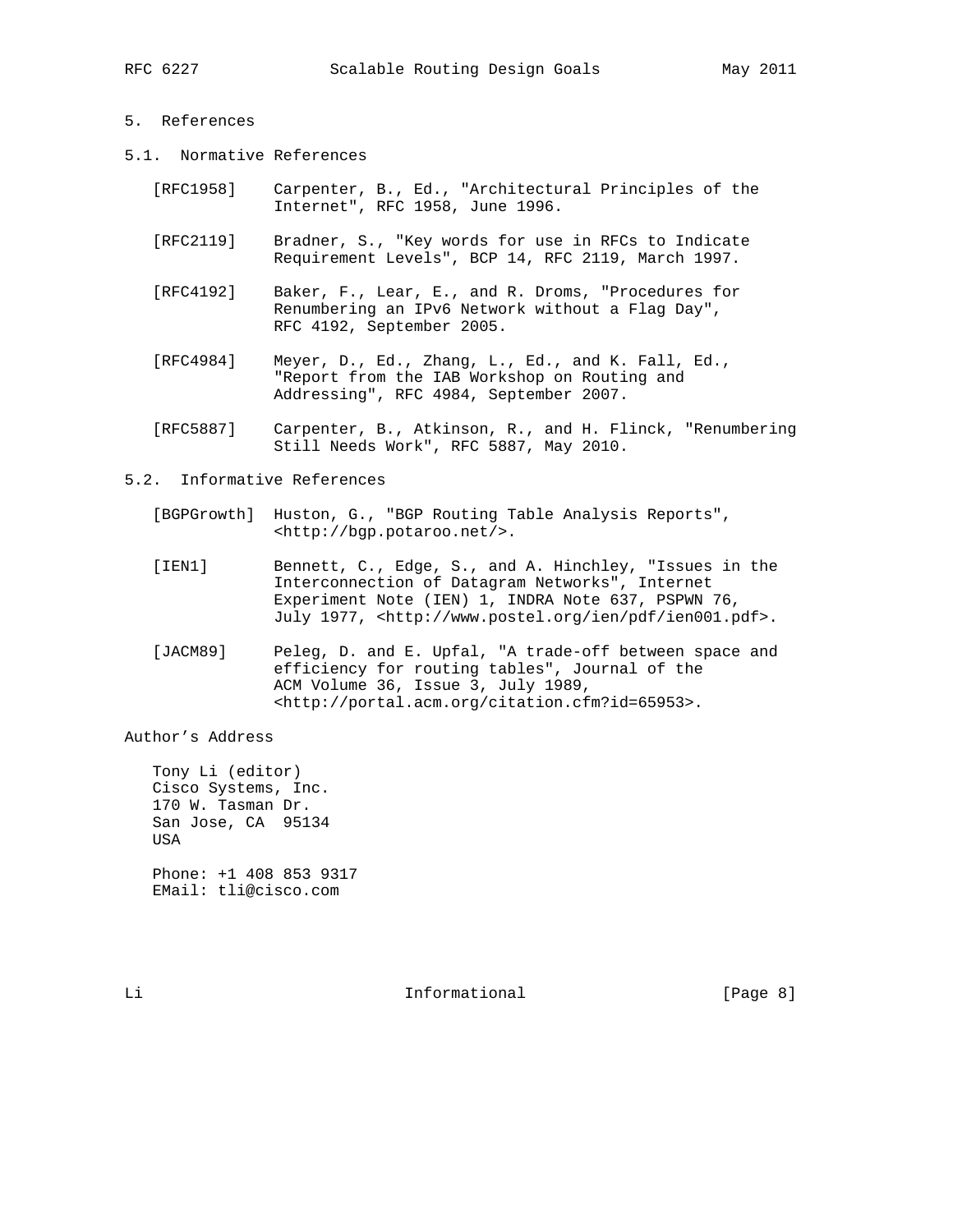## 5. References

### 5.1. Normative References

[RFC1958] Carpenter, B., Ed., "Architectural Principles of the Internet", RFC 1958, June 1996.

[RFC2119] Bradner, S., "Key words for use in RFCs to Indicate Requirement Levels", BCP 14, RFC 2119, March 1997.

[RFC4192] Baker, F., Lear, E., and R. Droms, "Procedures for Renumbering an IPv6 Network without a Flag Day", RFC 4192, September 2005.

[RFC4984] Meyer, D., Ed., Zhang, L., Ed., and K. Fall, Ed., "Report from the IAB Workshop on Routing and Addressing", RFC 4984, September 2007.

[RFC5887] Carpenter, B., Atkinson, R., and H. Flinck, "Renumbering Still Needs Work", RFC 5887, May 2010.

### 5.2. Informative References

[BGPGrowth] Huston, G., "BGP Routing Table Analysis Reports", <http://bgp.potaroo.net/>.

[IEN1] Bennett, C., Edge, S., and A. Hinchley, "Issues in the Interconnection of Datagram Networks", Internet Experiment Note (IEN) 1, INDRA Note 637, PSPWN 76, July 1977, <http://www.postel.org/ien/pdf/ien001.pdf>.

[JACM89] Peleg, D. and E. Upfal, "A trade-off between space and efficiency for routing tables", Journal of the ACM Volume 36, Issue 3, July 1989, <http://portal.acm.org/citation.cfm?id=65953>.

## Author's Address

Tony Li (editor)
Cisco Systems, Inc.
170 W. Tasman Dr.
San Jose, CA 95134
USA

Phone: +1 408 853 9317
EMail: tli@cisco.com